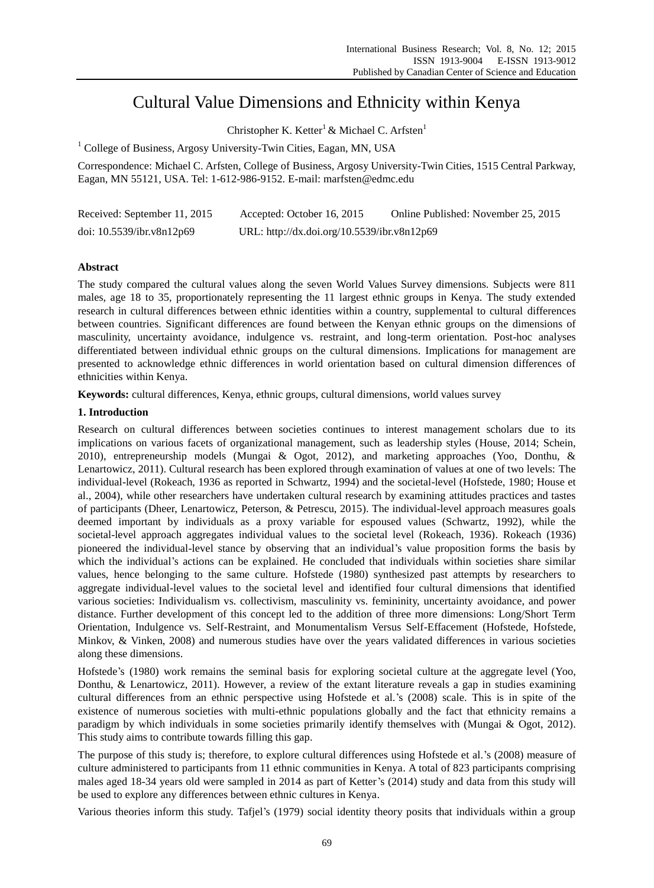# Cultural Value Dimensions and Ethnicity within Kenya

Christopher K. Ketter[1] & Michael C. Arfsten[1]

[1] College of Business, Argosy University-Twin Cities, Eagan, MN, USA

Correspondence: Michael C. Arfsten, College of Business, Argosy University-Twin Cities, 1515 Central Parkway, Eagan, MN 55121, USA. Tel: 1-612-986-9152. E-mail: marfsten@edmc.edu

Received: September 11, 2015 Accepted: October 16, 2015 Online Published: November 25, 2015

doi: 10.5539/ibr.v8n12p69 URL: http://dx.doi.org/10.5539/ibr.v8n12p69

## Abstract

The study compared the cultural values along the seven World Values Survey dimensions. Subjects were 811 males, age 18 to 35, proportionately representing the 11 largest ethnic groups in Kenya. The study extended research in cultural differences between ethnic identities within a country, supplemental to cultural differences between countries. Significant differences are found between the Kenyan ethnic groups on the dimensions of masculinity, uncertainty avoidance, indulgence vs. restraint, and long-term orientation. Post-hoc analyses differentiated between individual ethnic groups on the cultural dimensions. Implications for management are presented to acknowledge ethnic differences in world orientation based on cultural dimension differences of ethnicities within Kenya.

**Keywords:** cultural differences, Kenya, ethnic groups, cultural dimensions, world values survey

## 1. Introduction

Research on cultural differences between societies continues to interest management scholars due to its implications on various facets of organizational management, such as leadership styles (House, 2014; Schein, 2010), entrepreneurship models (Mungai & Ogot, 2012), and marketing approaches (Yoo, Donthu, & Lenartowicz, 2011). Cultural research has been explored through examination of values at one of two levels: The individual-level (Rokeach, 1936 as reported in Schwartz, 1994) and the societal-level (Hofstede, 1980; House et al., 2004), while other researchers have undertaken cultural research by examining attitudes practices and tastes of participants (Dheer, Lenartowicz, Peterson, & Petrescu, 2015). The individual-level approach measures goals deemed important by individuals as a proxy variable for espoused values (Schwartz, 1992), while the societal-level approach aggregates individual values to the societal level (Rokeach, 1936). Rokeach (1936) pioneered the individual-level stance by observing that an individual's value proposition forms the basis by which the individual's actions can be explained. He concluded that individuals within societies share similar values, hence belonging to the same culture. Hofstede (1980) synthesized past attempts by researchers to aggregate individual-level values to the societal level and identified four cultural dimensions that identified various societies: Individualism vs. collectivism, masculinity vs. femininity, uncertainty avoidance, and power distance. Further development of this concept led to the addition of three more dimensions: Long/Short Term Orientation, Indulgence vs. Self-Restraint, and Monumentalism Versus Self-Effacement (Hofstede, Hofstede, Minkov, & Vinken, 2008) and numerous studies have over the years validated differences in various societies along these dimensions.

Hofstede's (1980) work remains the seminal basis for exploring societal culture at the aggregate level (Yoo, Donthu, & Lenartowicz, 2011). However, a review of the extant literature reveals a gap in studies examining cultural differences from an ethnic perspective using Hofstede et al.'s (2008) scale. This is in spite of the existence of numerous societies with multi-ethnic populations globally and the fact that ethnicity remains a paradigm by which individuals in some societies primarily identify themselves with (Mungai & Ogot, 2012). This study aims to contribute towards filling this gap.

The purpose of this study is; therefore, to explore cultural differences using Hofstede et al.'s (2008) measure of culture administered to participants from 11 ethnic communities in Kenya. A total of 823 participants comprising males aged 18-34 years old were sampled in 2014 as part of Ketter's (2014) study and data from this study will be used to explore any differences between ethnic cultures in Kenya.

Various theories inform this study. Tafjel's (1979) social identity theory posits that individuals within a group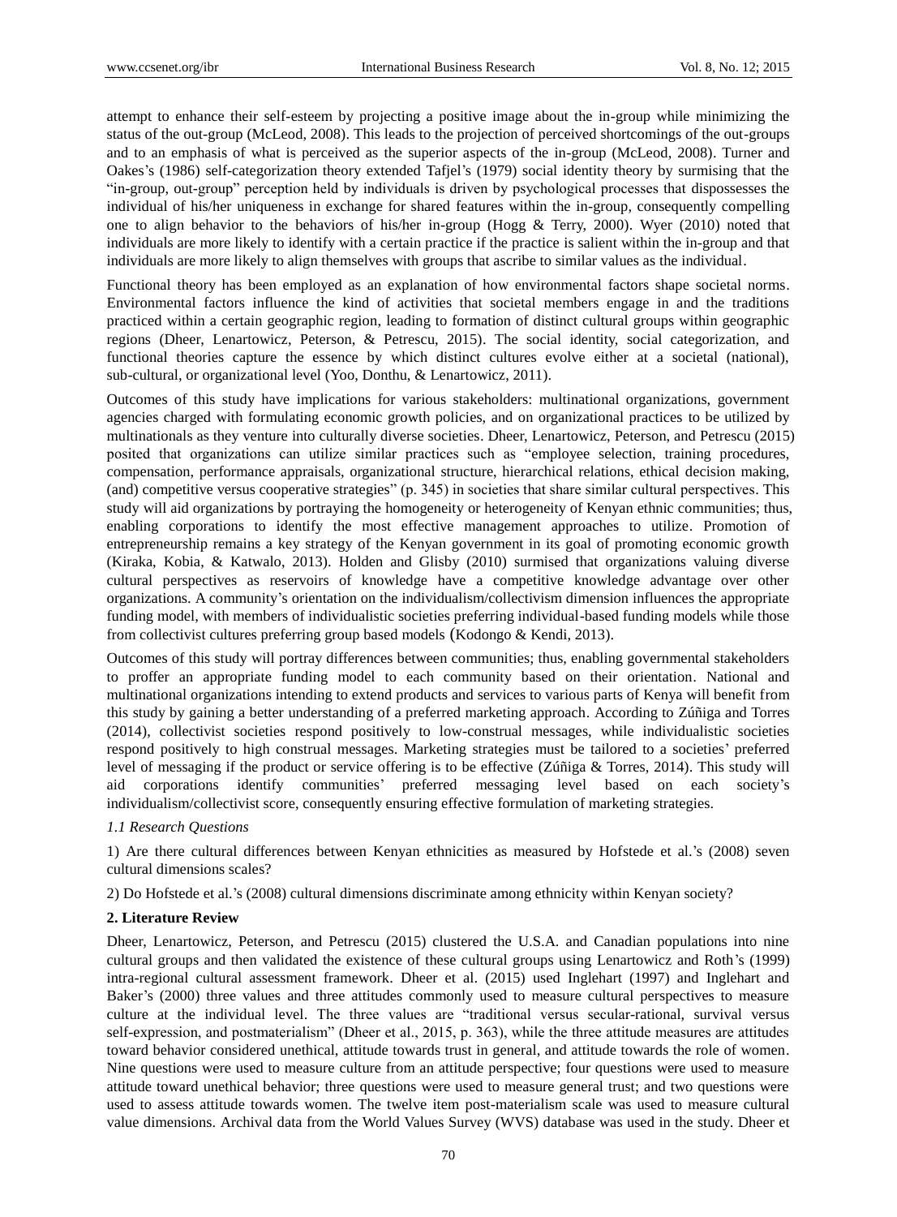attempt to enhance their self-esteem by projecting a positive image about the in-group while minimizing the status of the out-group (McLeod, 2008). This leads to the projection of perceived shortcomings of the out-groups and to an emphasis of what is perceived as the superior aspects of the in-group (McLeod, 2008). Turner and Oakes's (1986) self-categorization theory extended Tafjel's (1979) social identity theory by surmising that the "in-group, out-group" perception held by individuals is driven by psychological processes that dispossesses the individual of his/her uniqueness in exchange for shared features within the in-group, consequently compelling one to align behavior to the behaviors of his/her in-group (Hogg & Terry, 2000). Wyer (2010) noted that individuals are more likely to identify with a certain practice if the practice is salient within the in-group and that individuals are more likely to align themselves with groups that ascribe to similar values as the individual.

Functional theory has been employed as an explanation of how environmental factors shape societal norms. Environmental factors influence the kind of activities that societal members engage in and the traditions practiced within a certain geographic region, leading to formation of distinct cultural groups within geographic regions (Dheer, Lenartowicz, Peterson, & Petrescu, 2015). The social identity, social categorization, and functional theories capture the essence by which distinct cultures evolve either at a societal (national), sub-cultural, or organizational level (Yoo, Donthu, & Lenartowicz, 2011).

Outcomes of this study have implications for various stakeholders: multinational organizations, government agencies charged with formulating economic growth policies, and on organizational practices to be utilized by multinationals as they venture into culturally diverse societies. Dheer, Lenartowicz, Peterson, and Petrescu (2015) posited that organizations can utilize similar practices such as "employee selection, training procedures, compensation, performance appraisals, organizational structure, hierarchical relations, ethical decision making, (and) competitive versus cooperative strategies" (p. 345) in societies that share similar cultural perspectives. This study will aid organizations by portraying the homogeneity or heterogeneity of Kenyan ethnic communities; thus, enabling corporations to identify the most effective management approaches to utilize. Promotion of entrepreneurship remains a key strategy of the Kenyan government in its goal of promoting economic growth (Kiraka, Kobia, & Katwalo, 2013). Holden and Glisby (2010) surmised that organizations valuing diverse cultural perspectives as reservoirs of knowledge have a competitive knowledge advantage over other organizations. A community's orientation on the individualism/collectivism dimension influences the appropriate funding model, with members of individualistic societies preferring individual-based funding models while those from collectivist cultures preferring group based models (Kodongo & Kendi, 2013).

Outcomes of this study will portray differences between communities; thus, enabling governmental stakeholders to proffer an appropriate funding model to each community based on their orientation. National and multinational organizations intending to extend products and services to various parts of Kenya will benefit from this study by gaining a better understanding of a preferred marketing approach. According to Zúñiga and Torres (2014), collectivist societies respond positively to low-construal messages, while individualistic societies respond positively to high construal messages. Marketing strategies must be tailored to a societies' preferred level of messaging if the product or service offering is to be effective (Zúñiga & Torres, 2014). This study will aid corporations identify communities' preferred messaging level based on each society's individualism/collectivist score, consequently ensuring effective formulation of marketing strategies.

### *1.1 Research Questions*

1) Are there cultural differences between Kenyan ethnicities as measured by Hofstede et al.'s (2008) seven cultural dimensions scales?

2) Do Hofstede et al.'s (2008) cultural dimensions discriminate among ethnicity within Kenyan society?

## 2. Literature Review

Dheer, Lenartowicz, Peterson, and Petrescu (2015) clustered the U.S.A. and Canadian populations into nine cultural groups and then validated the existence of these cultural groups using Lenartowicz and Roth's (1999) intra-regional cultural assessment framework. Dheer et al. (2015) used Inglehart (1997) and Inglehart and Baker's (2000) three values and three attitudes commonly used to measure cultural perspectives to measure culture at the individual level. The three values are "traditional versus secular-rational, survival versus self-expression, and postmaterialism" (Dheer et al., 2015, p. 363), while the three attitude measures are attitudes toward behavior considered unethical, attitude towards trust in general, and attitude towards the role of women. Nine questions were used to measure culture from an attitude perspective; four questions were used to measure attitude toward unethical behavior; three questions were used to measure general trust; and two questions were used to assess attitude towards women. The twelve item post-materialism scale was used to measure cultural value dimensions. Archival data from the World Values Survey (WVS) database was used in the study. Dheer et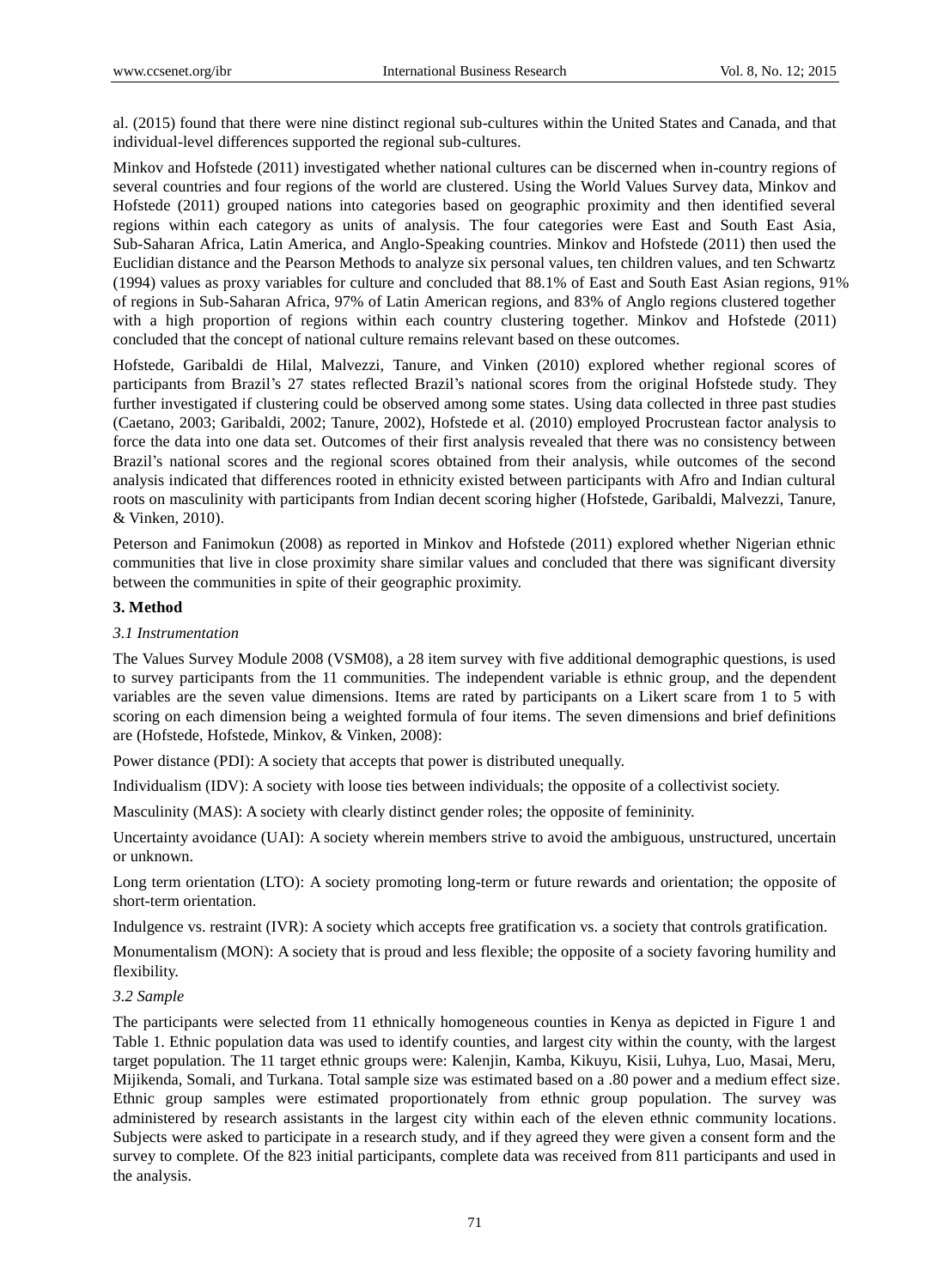al. (2015) found that there were nine distinct regional sub-cultures within the United States and Canada, and that individual-level differences supported the regional sub-cultures.

Minkov and Hofstede (2011) investigated whether national cultures can be discerned when in-country regions of several countries and four regions of the world are clustered. Using the World Values Survey data, Minkov and Hofstede (2011) grouped nations into categories based on geographic proximity and then identified several regions within each category as units of analysis. The four categories were East and South East Asia, Sub-Saharan Africa, Latin America, and Anglo-Speaking countries. Minkov and Hofstede (2011) then used the Euclidian distance and the Pearson Methods to analyze six personal values, ten children values, and ten Schwartz (1994) values as proxy variables for culture and concluded that 88.1% of East and South East Asian regions, 91% of regions in Sub-Saharan Africa, 97% of Latin American regions, and 83% of Anglo regions clustered together with a high proportion of regions within each country clustering together. Minkov and Hofstede (2011) concluded that the concept of national culture remains relevant based on these outcomes.

Hofstede, Garibaldi de Hilal, Malvezzi, Tanure, and Vinken (2010) explored whether regional scores of participants from Brazil's 27 states reflected Brazil's national scores from the original Hofstede study. They further investigated if clustering could be observed among some states. Using data collected in three past studies (Caetano, 2003; Garibaldi, 2002; Tanure, 2002), Hofstede et al. (2010) employed Procrustean factor analysis to force the data into one data set. Outcomes of their first analysis revealed that there was no consistency between Brazil's national scores and the regional scores obtained from their analysis, while outcomes of the second analysis indicated that differences rooted in ethnicity existed between participants with Afro and Indian cultural roots on masculinity with participants from Indian decent scoring higher (Hofstede, Garibaldi, Malvezzi, Tanure, & Vinken, 2010).

Peterson and Fanimokun (2008) as reported in Minkov and Hofstede (2011) explored whether Nigerian ethnic communities that live in close proximity share similar values and concluded that there was significant diversity between the communities in spite of their geographic proximity.

## 3. Method

### *3.1 Instrumentation*

The Values Survey Module 2008 (VSM08), a 28 item survey with five additional demographic questions, is used to survey participants from the 11 communities. The independent variable is ethnic group, and the dependent variables are the seven value dimensions. Items are rated by participants on a Likert scare from 1 to 5 with scoring on each dimension being a weighted formula of four items. The seven dimensions and brief definitions are (Hofstede, Hofstede, Minkov, & Vinken, 2008):

Power distance (PDI): A society that accepts that power is distributed unequally.

Individualism (IDV): A society with loose ties between individuals; the opposite of a collectivist society.

Masculinity (MAS): A society with clearly distinct gender roles; the opposite of femininity.

Uncertainty avoidance (UAI): A society wherein members strive to avoid the ambiguous, unstructured, uncertain or unknown.

Long term orientation (LTO): A society promoting long-term or future rewards and orientation; the opposite of short-term orientation.

Indulgence vs. restraint (IVR): A society which accepts free gratification vs. a society that controls gratification.

Monumentalism (MON): A society that is proud and less flexible; the opposite of a society favoring humility and flexibility.

### *3.2 Sample*

The participants were selected from 11 ethnically homogeneous counties in Kenya as depicted in Figure 1 and Table 1. Ethnic population data was used to identify counties, and largest city within the county, with the largest target population. The 11 target ethnic groups were: Kalenjin, Kamba, Kikuyu, Kisii, Luhya, Luo, Masai, Meru, Mijikenda, Somali, and Turkana. Total sample size was estimated based on a .80 power and a medium effect size. Ethnic group samples were estimated proportionately from ethnic group population. The survey was administered by research assistants in the largest city within each of the eleven ethnic community locations. Subjects were asked to participate in a research study, and if they agreed they were given a consent form and the survey to complete. Of the 823 initial participants, complete data was received from 811 participants and used in the analysis.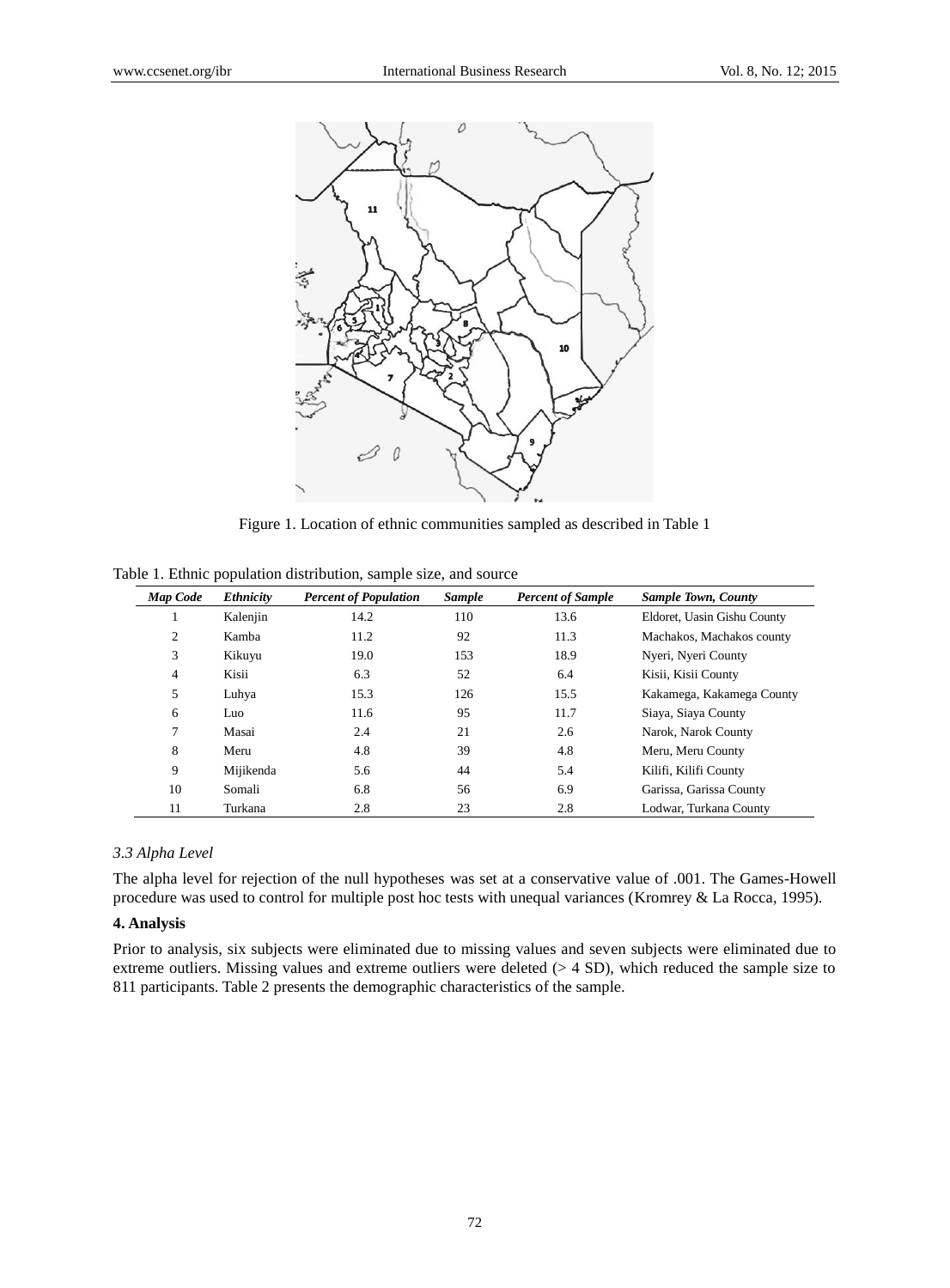Figure 1. Location of ethnic communities sampled as described in Table 1

Table 1. Ethnic population distribution, sample size, and source

| *Map Code* | *Ethnicity* | *Percent of Population* | *Sample* | *Percent of Sample* | *Sample Town, County* |
|---|---|---|---|---|---|
| 1 | Kalenjin | 14.2 | 110 | 13.6 | Eldoret, Uasin Gishu County |
| 2 | Kamba | 11.2 | 92 | 11.3 | Machakos, Machakos county |
| 3 | Kikuyu | 19.0 | 153 | 18.9 | Nyeri, Nyeri County |
| 4 | Kisii | 6.3 | 52 | 6.4 | Kisii, Kisii County |
| 5 | Luhya | 15.3 | 126 | 15.5 | Kakamega, Kakamega County |
| 6 | Luo | 11.6 | 95 | 11.7 | Siaya, Siaya County |
| 7 | Masai | 2.4 | 21 | 2.6 | Narok, Narok County |
| 8 | Meru | 4.8 | 39 | 4.8 | Meru, Meru County |
| 9 | Mijikenda | 5.6 | 44 | 5.4 | Kilifi, Kilifi County |
| 10 | Somali | 6.8 | 56 | 6.9 | Garissa, Garissa County |
| 11 | Turkana | 2.8 | 23 | 2.8 | Lodwar, Turkana County |

### *3.3 Alpha Level*

The alpha level for rejection of the null hypotheses was set at a conservative value of .001. The Games-Howell procedure was used to control for multiple post hoc tests with unequal variances (Kromrey & La Rocca, 1995).

## **4. Analysis**

Prior to analysis, six subjects were eliminated due to missing values and seven subjects were eliminated due to extreme outliers. Missing values and extreme outliers were deleted (> 4 SD), which reduced the sample size to 811 participants. Table 2 presents the demographic characteristics of the sample.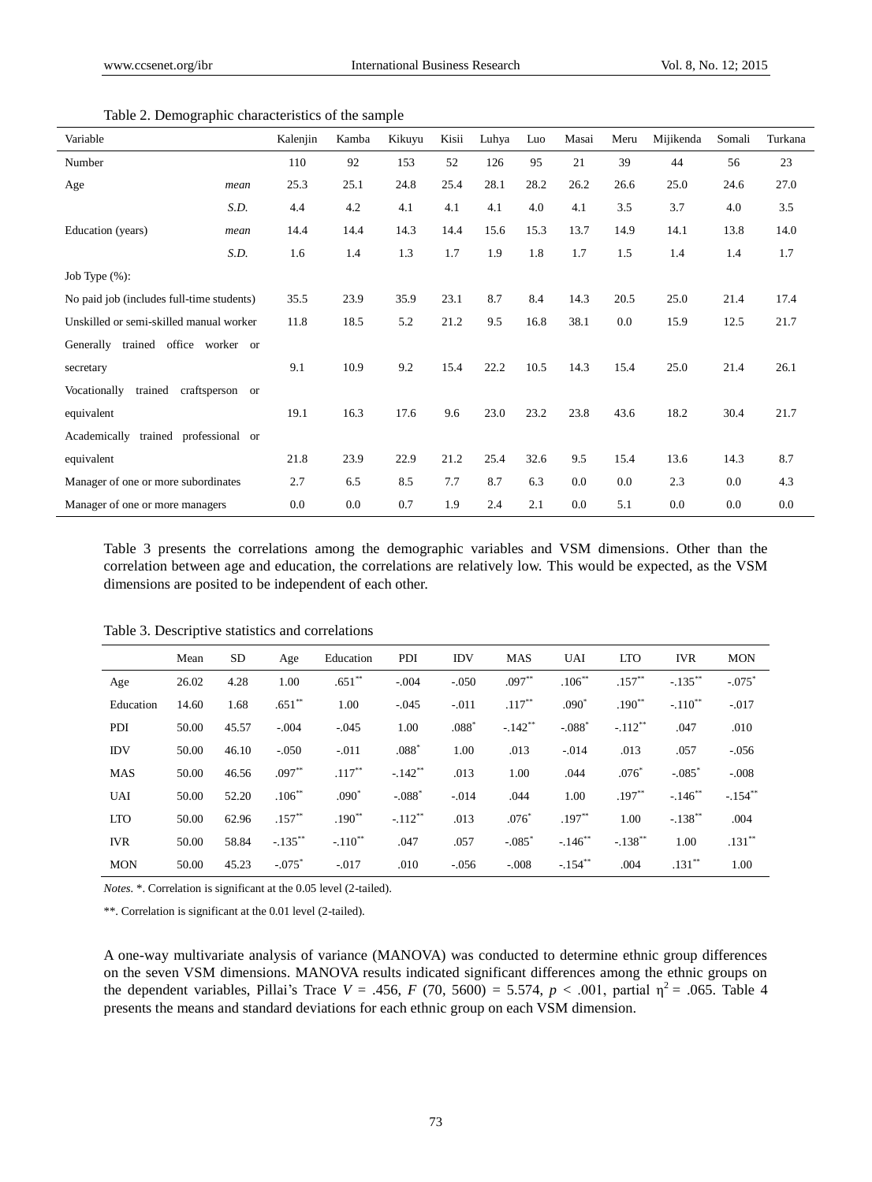Table 2. Demographic characteristics of the sample

| Variable | | Kalenjin | Kamba | Kikuyu | Kisii | Luhya | Luo | Masai | Meru | Mijikenda | Somali | Turkana |
|---|---|---|---|---|---|---|---|---|---|---|---|---|
| Number | | 110 | 92 | 153 | 52 | 126 | 95 | 21 | 39 | 44 | 56 | 23 |
| Age | *mean* | 25.3 | 25.1 | 24.8 | 25.4 | 28.1 | 28.2 | 26.2 | 26.6 | 25.0 | 24.6 | 27.0 |
| | *S.D.* | 4.4 | 4.2 | 4.1 | 4.1 | 4.1 | 4.0 | 4.1 | 3.5 | 3.7 | 4.0 | 3.5 |
| Education (years) | *mean* | 14.4 | 14.4 | 14.3 | 14.4 | 15.6 | 15.3 | 13.7 | 14.9 | 14.1 | 13.8 | 14.0 |
| | *S.D.* | 1.6 | 1.4 | 1.3 | 1.7 | 1.9 | 1.8 | 1.7 | 1.5 | 1.4 | 1.4 | 1.7 |
| Job Type (%): | | | | | | | | | | | | |
| No paid job (includes full-time students) | | 35.5 | 23.9 | 35.9 | 23.1 | 8.7 | 8.4 | 14.3 | 20.5 | 25.0 | 21.4 | 17.4 |
| Unskilled or semi-skilled manual worker | | 11.8 | 18.5 | 5.2 | 21.2 | 9.5 | 16.8 | 38.1 | 0.0 | 15.9 | 12.5 | 21.7 |
| Generally trained office worker or secretary | | 9.1 | 10.9 | 9.2 | 15.4 | 22.2 | 10.5 | 14.3 | 15.4 | 25.0 | 21.4 | 26.1 |
| Vocationally trained craftsperson or equivalent | | 19.1 | 16.3 | 17.6 | 9.6 | 23.0 | 23.2 | 23.8 | 43.6 | 18.2 | 30.4 | 21.7 |
| Academically trained professional or equivalent | | 21.8 | 23.9 | 22.9 | 21.2 | 25.4 | 32.6 | 9.5 | 15.4 | 13.6 | 14.3 | 8.7 |
| Manager of one or more subordinates | | 2.7 | 6.5 | 8.5 | 7.7 | 8.7 | 6.3 | 0.0 | 0.0 | 2.3 | 0.0 | 4.3 |
| Manager of one or more managers | | 0.0 | 0.0 | 0.7 | 1.9 | 2.4 | 2.1 | 0.0 | 5.1 | 0.0 | 0.0 | 0.0 |

Table 3 presents the correlations among the demographic variables and VSM dimensions. Other than the correlation between age and education, the correlations are relatively low. This would be expected, as the VSM dimensions are posited to be independent of each other.

Table 3. Descriptive statistics and correlations

| | Mean | SD | Age | Education | PDI | IDV | MAS | UAI | LTO | IVR | MON |
|---|---|---|---|---|---|---|---|---|---|---|---|
| Age | 26.02 | 4.28 | 1.00 | .651** | -.004 | -.050 | .097** | .106** | .157** | -.135** | -.075* |
| Education | 14.60 | 1.68 | .651** | 1.00 | -.045 | -.011 | .117** | .090* | .190** | -.110** | -.017 |
| PDI | 50.00 | 45.57 | -.004 | -.045 | 1.00 | .088* | -.142** | -.088* | -.112** | .047 | .010 |
| IDV | 50.00 | 46.10 | -.050 | -.011 | .088* | 1.00 | .013 | -.014 | .013 | .057 | -.056 |
| MAS | 50.00 | 46.56 | .097** | .117** | -.142** | .013 | 1.00 | .044 | .076* | -.085* | -.008 |
| UAI | 50.00 | 52.20 | .106** | .090* | -.088* | -.014 | .044 | 1.00 | .197** | -.146** | -.154** |
| LTO | 50.00 | 62.96 | .157** | .190** | -.112** | .013 | .076* | .197** | 1.00 | -.138** | .004 |
| IVR | 50.00 | 58.84 | -.135** | -.110** | .047 | .057 | -.085* | -.146** | -.138** | 1.00 | .131** |
| MON | 50.00 | 45.23 | -.075* | -.017 | .010 | -.056 | -.008 | -.154** | .004 | .131** | 1.00 |

*Notes.* *. Correlation is significant at the 0.05 level (2-tailed).

**. Correlation is significant at the 0.01 level (2-tailed).

A one-way multivariate analysis of variance (MANOVA) was conducted to determine ethnic group differences on the seven VSM dimensions. MANOVA results indicated significant differences among the ethnic groups on the dependent variables, Pillai's Trace $V = .456$, $F\ (70,\ 5600) = 5.574$, $p < .001$, partial $\eta^2 = .065$. Table 4 presents the means and standard deviations for each ethnic group on each VSM dimension.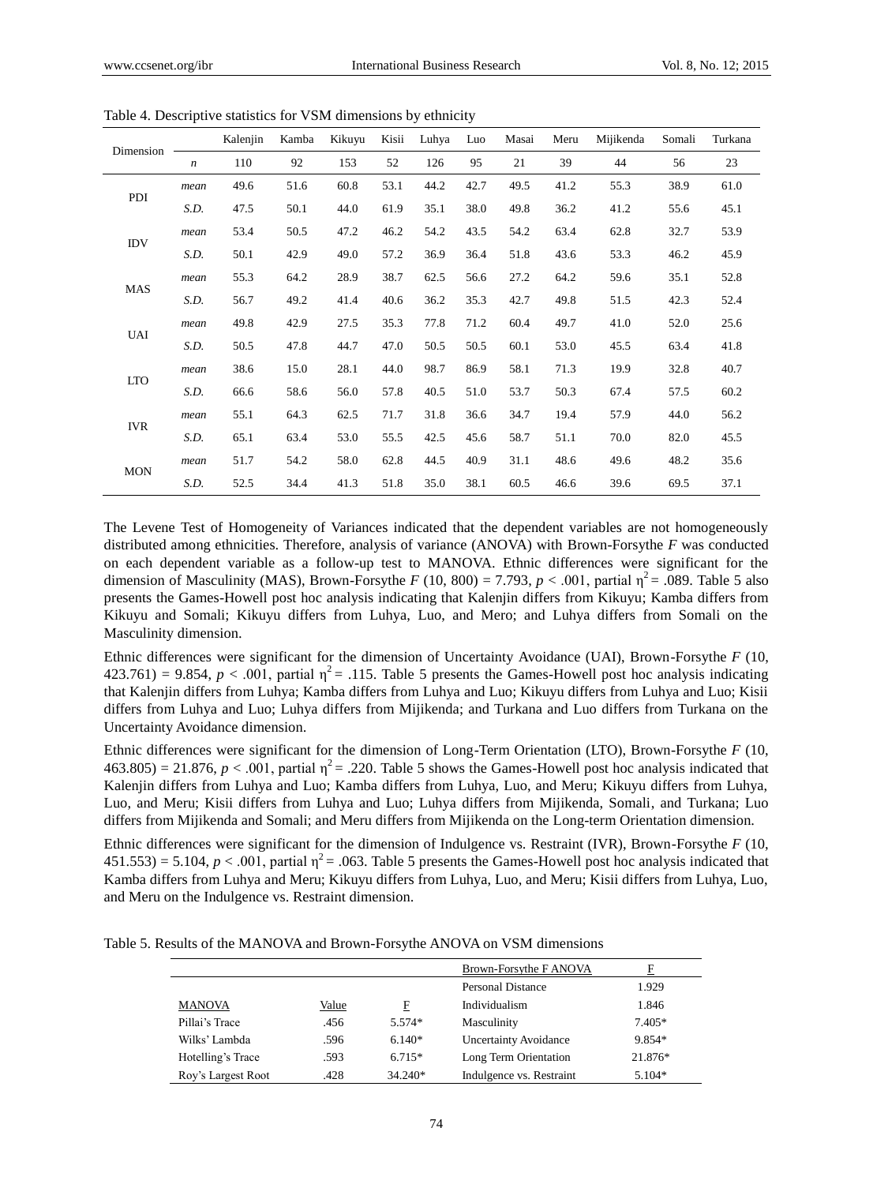Table 4. Descriptive statistics for VSM dimensions by ethnicity

| Dimension | | Kalenjin | Kamba | Kikuyu | Kisii | Luhya | Luo | Masai | Meru | Mijikenda | Somali | Turkana |
|---|---|---|---|---|---|---|---|---|---|---|---|---|
| | *n* | 110 | 92 | 153 | 52 | 126 | 95 | 21 | 39 | 44 | 56 | 23 |
| PDI | *mean* | 49.6 | 51.6 | 60.8 | 53.1 | 44.2 | 42.7 | 49.5 | 41.2 | 55.3 | 38.9 | 61.0 |
| | *S.D.* | 47.5 | 50.1 | 44.0 | 61.9 | 35.1 | 38.0 | 49.8 | 36.2 | 41.2 | 55.6 | 45.1 |
| IDV | *mean* | 53.4 | 50.5 | 47.2 | 46.2 | 54.2 | 43.5 | 54.2 | 63.4 | 62.8 | 32.7 | 53.9 |
| | *S.D.* | 50.1 | 42.9 | 49.0 | 57.2 | 36.9 | 36.4 | 51.8 | 43.6 | 53.3 | 46.2 | 45.9 |
| MAS | *mean* | 55.3 | 64.2 | 28.9 | 38.7 | 62.5 | 56.6 | 27.2 | 64.2 | 59.6 | 35.1 | 52.8 |
| | *S.D.* | 56.7 | 49.2 | 41.4 | 40.6 | 36.2 | 35.3 | 42.7 | 49.8 | 51.5 | 42.3 | 52.4 |
| UAI | *mean* | 49.8 | 42.9 | 27.5 | 35.3 | 77.8 | 71.2 | 60.4 | 49.7 | 41.0 | 52.0 | 25.6 |
| | *S.D.* | 50.5 | 47.8 | 44.7 | 47.0 | 50.5 | 50.5 | 60.1 | 53.0 | 45.5 | 63.4 | 41.8 |
| LTO | *mean* | 38.6 | 15.0 | 28.1 | 44.0 | 98.7 | 86.9 | 58.1 | 71.3 | 19.9 | 32.8 | 40.7 |
| | *S.D.* | 66.6 | 58.6 | 56.0 | 57.8 | 40.5 | 51.0 | 53.7 | 50.3 | 67.4 | 57.5 | 60.2 |
| IVR | *mean* | 55.1 | 64.3 | 62.5 | 71.7 | 31.8 | 36.6 | 34.7 | 19.4 | 57.9 | 44.0 | 56.2 |
| | *S.D.* | 65.1 | 63.4 | 53.0 | 55.5 | 42.5 | 45.6 | 58.7 | 51.1 | 70.0 | 82.0 | 45.5 |
| MON | *mean* | 51.7 | 54.2 | 58.0 | 62.8 | 44.5 | 40.9 | 31.1 | 48.6 | 49.6 | 48.2 | 35.6 |
| | *S.D.* | 52.5 | 34.4 | 41.3 | 51.8 | 35.0 | 38.1 | 60.5 | 46.6 | 39.6 | 69.5 | 37.1 |

The Levene Test of Homogeneity of Variances indicated that the dependent variables are not homogeneously distributed among ethnicities. Therefore, analysis of variance (ANOVA) with Brown-Forsythe *F* was conducted on each dependent variable as a follow-up test to MANOVA. Ethnic differences were significant for the dimension of Masculinity (MAS), Brown-Forsythe $F$ (10, 800) = 7.793, $p < .001$, partial $\eta^2 = .089$. Table 5 also presents the Games-Howell post hoc analysis indicating that Kalenjin differs from Kikuyu; Kamba differs from Kikuyu and Somali; Kikuyu differs from Luhya, Luo, and Mero; and Luhya differs from Somali on the Masculinity dimension.

Ethnic differences were significant for the dimension of Uncertainty Avoidance (UAI), Brown-Forsythe $F$ (10, 423.761) = 9.854, $p < .001$, partial $\eta^2 = .115$. Table 5 presents the Games-Howell post hoc analysis indicating that Kalenjin differs from Luhya; Kamba differs from Luhya and Luo; Kikuyu differs from Luhya and Luo; Kisii differs from Luhya and Luo; Luhya differs from Mijikenda; and Turkana and Luo differs from Turkana on the Uncertainty Avoidance dimension.

Ethnic differences were significant for the dimension of Long-Term Orientation (LTO), Brown-Forsythe $F$ (10, 463.805) = 21.876, $p < .001$, partial $\eta^2 = .220$. Table 5 shows the Games-Howell post hoc analysis indicated that Kalenjin differs from Luhya and Luo; Kamba differs from Luhya, Luo, and Meru; Kikuyu differs from Luhya, Luo, and Meru; Kisii differs from Luhya and Luo; Luhya differs from Mijikenda, Somali, and Turkana; Luo differs from Mijikenda and Somali; and Meru differs from Mijikenda on the Long-term Orientation dimension.

Ethnic differences were significant for the dimension of Indulgence vs. Restraint (IVR), Brown-Forsythe $F$ (10, 451.553) = 5.104, $p < .001$, partial $\eta^2 = .063$. Table 5 presents the Games-Howell post hoc analysis indicated that Kamba differs from Luhya and Meru; Kikuyu differs from Luhya, Luo, and Meru; Kisii differs from Luhya, Luo, and Meru on the Indulgence vs. Restraint dimension.

Table 5. Results of the MANOVA and Brown-Forsythe ANOVA on VSM dimensions

| | | | Brown-Forsythe F ANOVA | F |
|---|---|---|---|---|
| | | | Personal Distance | 1.929 |
| MANOVA | Value | F | Individualism | 1.846 |
| Pillai's Trace | .456 | 5.574* | Masculinity | 7.405* |
| Wilks' Lambda | .596 | 6.140* | Uncertainty Avoidance | 9.854* |
| Hotelling's Trace | .593 | 6.715* | Long Term Orientation | 21.876* |
| Roy's Largest Root | .428 | 34.240* | Indulgence vs. Restraint | 5.104* |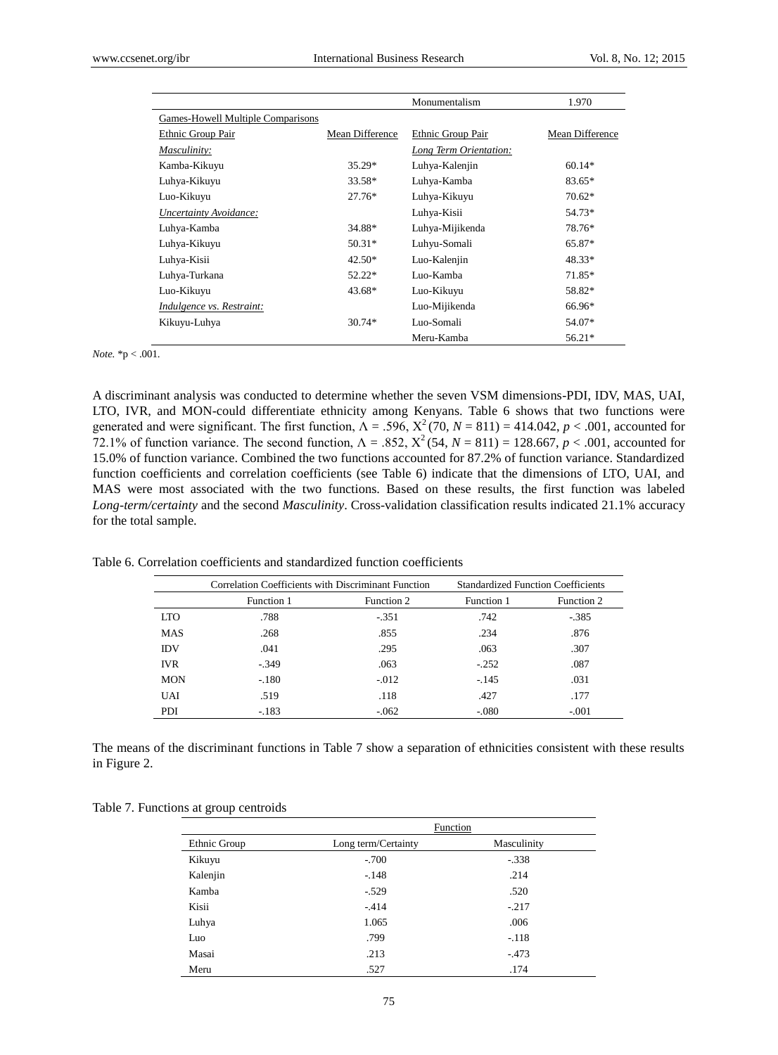| | | Monumentalism | 1.970 |
|---|---|---|---|
| Games-Howell Multiple Comparisons | | | |
| Ethnic Group Pair | Mean Difference | Ethnic Group Pair | Mean Difference |
| *Masculinity:* | | *Long Term Orientation:* | |
| Kamba-Kikuyu | 35.29* | Luhya-Kalenjin | 60.14* |
| Luhya-Kikuyu | 33.58* | Luhya-Kamba | 83.65* |
| Luo-Kikuyu | 27.76* | Luhya-Kikuyu | 70.62* |
| *Uncertainty Avoidance:* | | Luhya-Kisii | 54.73* |
| Luhya-Kamba | 34.88* | Luhya-Mijikenda | 78.76* |
| Luhya-Kikuyu | 50.31* | Luhyu-Somali | 65.87* |
| Luhya-Kisii | 42.50* | Luo-Kalenjin | 48.33* |
| Luhya-Turkana | 52.22* | Luo-Kamba | 71.85* |
| Luo-Kikuyu | 43.68* | Luo-Kikuyu | 58.82* |
| *Indulgence vs. Restraint:* | | Luo-Mijikenda | 66.96* |
| Kikuyu-Luhya | 30.74* | Luo-Somali | 54.07* |
| | | Meru-Kamba | 56.21* |

*Note.* *p < .001.

A discriminant analysis was conducted to determine whether the seven VSM dimensions-PDI, IDV, MAS, UAI, LTO, IVR, and MON-could differentiate ethnicity among Kenyans. Table 6 shows that two functions were generated and were significant. The first function, $\Lambda = .596$, $X^2(70, N = 811) = 414.042$, $p < .001$, accounted for 72.1% of function variance. The second function, $\Lambda = .852$, $X^2(54, N = 811) = 128.667$, $p < .001$, accounted for 15.0% of function variance. Combined the two functions accounted for 87.2% of function variance. Standardized function coefficients and correlation coefficients (see Table 6) indicate that the dimensions of LTO, UAI, and MAS were most associated with the two functions. Based on these results, the first function was labeled *Long-term/certainty* and the second *Masculinity*. Cross-validation classification results indicated 21.1% accuracy for the total sample.

Table 6. Correlation coefficients and standardized function coefficients

| | Correlation Coefficients with Discriminant Function | | Standardized Function Coefficients | |
|---|---|---|---|---|
| | Function 1 | Function 2 | Function 1 | Function 2 |
| LTO | .788 | -.351 | .742 | -.385 |
| MAS | .268 | .855 | .234 | .876 |
| IDV | .041 | .295 | .063 | .307 |
| IVR | -.349 | .063 | -.252 | .087 |
| MON | -.180 | -.012 | -.145 | .031 |
| UAI | .519 | .118 | .427 | .177 |
| PDI | -.183 | -.062 | -.080 | -.001 |

The means of the discriminant functions in Table 7 show a separation of ethnicities consistent with these results in Figure 2.

Table 7. Functions at group centroids

| | Function | |
|---|---|---|
| Ethnic Group | Long term/Certainty | Masculinity |
| Kikuyu | -.700 | -.338 |
| Kalenjin | -.148 | .214 |
| Kamba | -.529 | .520 |
| Kisii | -.414 | -.217 |
| Luhya | 1.065 | .006 |
| Luo | .799 | -.118 |
| Masai | .213 | -.473 |
| Meru | .527 | .174 |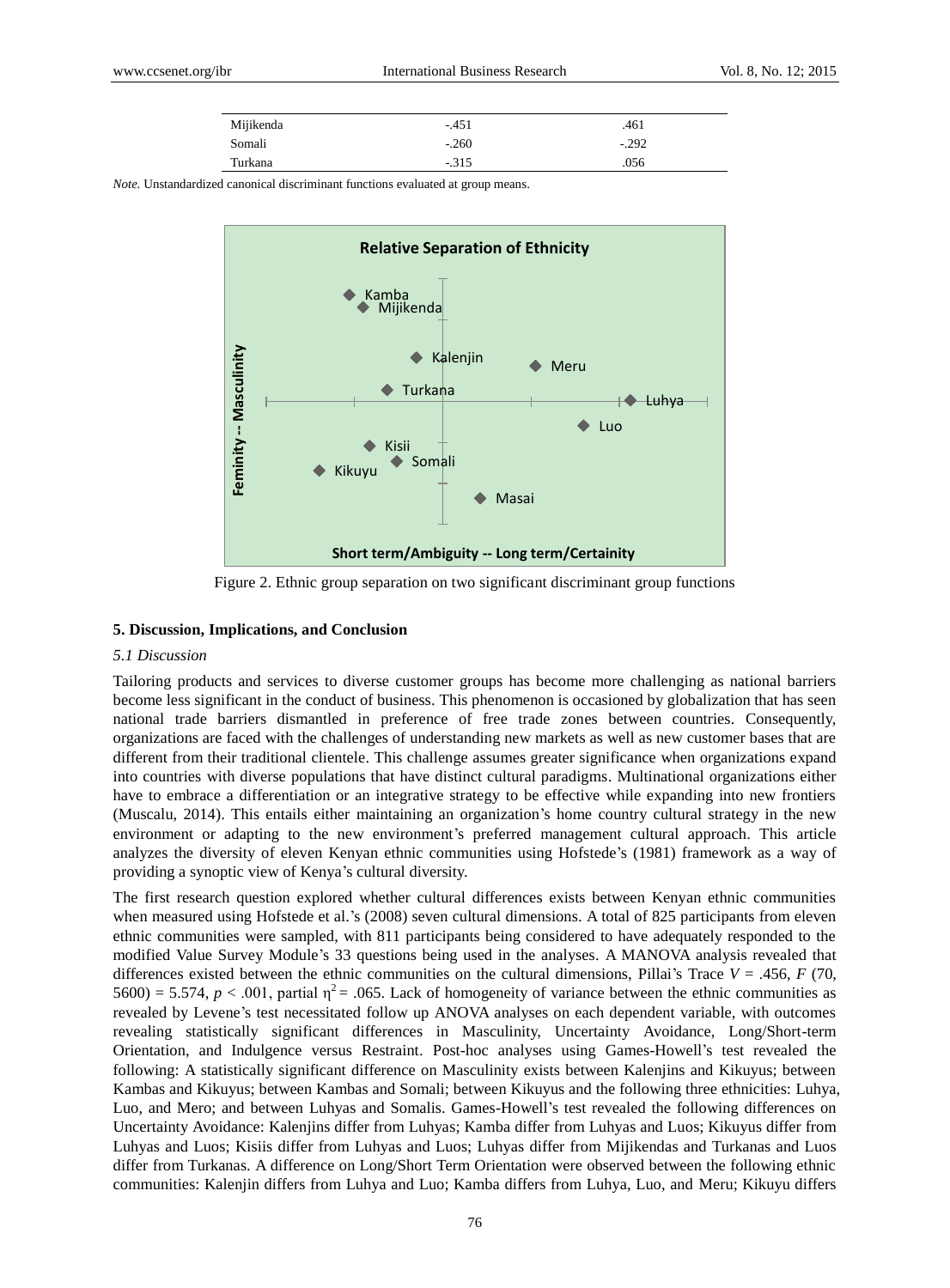| | | |
|---|---|---|
| Mijikenda | -.451 | .461 |
| Somali | -.260 | -.292 |
| Turkana | -.315 | .056 |

*Note.* Unstandardized canonical discriminant functions evaluated at group means.

Figure 2. Ethnic group separation on two significant discriminant group functions

## 5. Discussion, Implications, and Conclusion

### *5.1 Discussion*

Tailoring products and services to diverse customer groups has become more challenging as national barriers become less significant in the conduct of business. This phenomenon is occasioned by globalization that has seen national trade barriers dismantled in preference of free trade zones between countries. Consequently, organizations are faced with the challenges of understanding new markets as well as new customer bases that are different from their traditional clientele. This challenge assumes greater significance when organizations expand into countries with diverse populations that have distinct cultural paradigms. Multinational organizations either have to embrace a differentiation or an integrative strategy to be effective while expanding into new frontiers (Muscalu, 2014). This entails either maintaining an organization's home country cultural strategy in the new environment or adapting to the new environment's preferred management cultural approach. This article analyzes the diversity of eleven Kenyan ethnic communities using Hofstede's (1981) framework as a way of providing a synoptic view of Kenya's cultural diversity.

The first research question explored whether cultural differences exists between Kenyan ethnic communities when measured using Hofstede et al.'s (2008) seven cultural dimensions. A total of 825 participants from eleven ethnic communities were sampled, with 811 participants being considered to have adequately responded to the modified Value Survey Module's 33 questions being used in the analyses. A MANOVA analysis revealed that differences existed between the ethnic communities on the cultural dimensions, Pillai's Trace $V = .456$, $F(70, 5600) = 5.574$, $p < .001$, partial $\eta^2 = .065$. Lack of homogeneity of variance between the ethnic communities as revealed by Levene's test necessitated follow up ANOVA analyses on each dependent variable, with outcomes revealing statistically significant differences in Masculinity, Uncertainty Avoidance, Long/Short-term Orientation, and Indulgence versus Restraint. Post-hoc analyses using Games-Howell's test revealed the following: A statistically significant difference on Masculinity exists between Kalenjins and Kikuyus; between Kambas and Kikuyus; between Kambas and Somali; between Kikuyus and the following three ethnicities: Luhya, Luo, and Mero; and between Luhyas and Somalis. Games-Howell's test revealed the following differences on Uncertainty Avoidance: Kalenjins differ from Luhyas; Kamba differ from Luhyas and Luos; Kikuyus differ from Luhyas and Luos; Kisiis differ from Luhyas and Luos; Luhyas differ from Mijikendas and Turkanas and Luos differ from Turkanas. A difference on Long/Short Term Orientation were observed between the following ethnic communities: Kalenjin differs from Luhya and Luo; Kamba differs from Luhya, Luo, and Meru; Kikuyu differs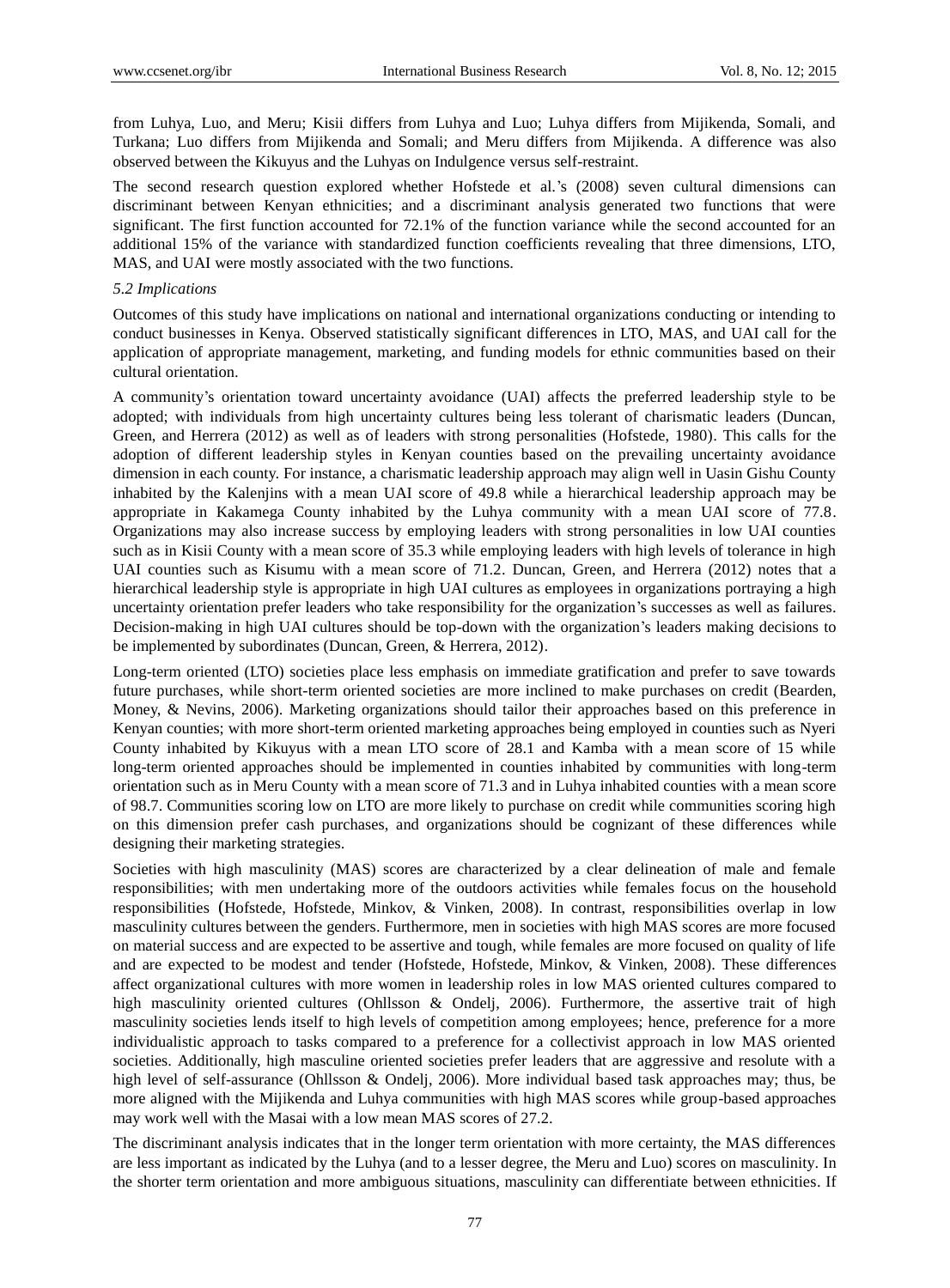from Luhya, Luo, and Meru; Kisii differs from Luhya and Luo; Luhya differs from Mijikenda, Somali, and Turkana; Luo differs from Mijikenda and Somali; and Meru differs from Mijikenda. A difference was also observed between the Kikuyus and the Luhyas on Indulgence versus self-restraint.

The second research question explored whether Hofstede et al.'s (2008) seven cultural dimensions can discriminant between Kenyan ethnicities; and a discriminant analysis generated two functions that were significant. The first function accounted for 72.1% of the function variance while the second accounted for an additional 15% of the variance with standardized function coefficients revealing that three dimensions, LTO, MAS, and UAI were mostly associated with the two functions.

### *5.2 Implications*

Outcomes of this study have implications on national and international organizations conducting or intending to conduct businesses in Kenya. Observed statistically significant differences in LTO, MAS, and UAI call for the application of appropriate management, marketing, and funding models for ethnic communities based on their cultural orientation.

A community's orientation toward uncertainty avoidance (UAI) affects the preferred leadership style to be adopted; with individuals from high uncertainty cultures being less tolerant of charismatic leaders (Duncan, Green, and Herrera (2012) as well as of leaders with strong personalities (Hofstede, 1980). This calls for the adoption of different leadership styles in Kenyan counties based on the prevailing uncertainty avoidance dimension in each county. For instance, a charismatic leadership approach may align well in Uasin Gishu County inhabited by the Kalenjins with a mean UAI score of 49.8 while a hierarchical leadership approach may be appropriate in Kakamega County inhabited by the Luhya community with a mean UAI score of 77.8. Organizations may also increase success by employing leaders with strong personalities in low UAI counties such as in Kisii County with a mean score of 35.3 while employing leaders with high levels of tolerance in high UAI counties such as Kisumu with a mean score of 71.2. Duncan, Green, and Herrera (2012) notes that a hierarchical leadership style is appropriate in high UAI cultures as employees in organizations portraying a high uncertainty orientation prefer leaders who take responsibility for the organization's successes as well as failures. Decision-making in high UAI cultures should be top-down with the organization's leaders making decisions to be implemented by subordinates (Duncan, Green, & Herrera, 2012).

Long-term oriented (LTO) societies place less emphasis on immediate gratification and prefer to save towards future purchases, while short-term oriented societies are more inclined to make purchases on credit (Bearden, Money, & Nevins, 2006). Marketing organizations should tailor their approaches based on this preference in Kenyan counties; with more short-term oriented marketing approaches being employed in counties such as Nyeri County inhabited by Kikuyus with a mean LTO score of 28.1 and Kamba with a mean score of 15 while long-term oriented approaches should be implemented in counties inhabited by communities with long-term orientation such as in Meru County with a mean score of 71.3 and in Luhya inhabited counties with a mean score of 98.7. Communities scoring low on LTO are more likely to purchase on credit while communities scoring high on this dimension prefer cash purchases, and organizations should be cognizant of these differences while designing their marketing strategies.

Societies with high masculinity (MAS) scores are characterized by a clear delineation of male and female responsibilities; with men undertaking more of the outdoors activities while females focus on the household responsibilities (Hofstede, Hofstede, Minkov, & Vinken, 2008). In contrast, responsibilities overlap in low masculinity cultures between the genders. Furthermore, men in societies with high MAS scores are more focused on material success and are expected to be assertive and tough, while females are more focused on quality of life and are expected to be modest and tender (Hofstede, Hofstede, Minkov, & Vinken, 2008). These differences affect organizational cultures with more women in leadership roles in low MAS oriented cultures compared to high masculinity oriented cultures (Ohllsson & Ondelj, 2006). Furthermore, the assertive trait of high masculinity societies lends itself to high levels of competition among employees; hence, preference for a more individualistic approach to tasks compared to a preference for a collectivist approach in low MAS oriented societies. Additionally, high masculine oriented societies prefer leaders that are aggressive and resolute with a high level of self-assurance (Ohllsson & Ondelj, 2006). More individual based task approaches may; thus, be more aligned with the Mijikenda and Luhya communities with high MAS scores while group-based approaches may work well with the Masai with a low mean MAS scores of 27.2.

The discriminant analysis indicates that in the longer term orientation with more certainty, the MAS differences are less important as indicated by the Luhya (and to a lesser degree, the Meru and Luo) scores on masculinity. In the shorter term orientation and more ambiguous situations, masculinity can differentiate between ethnicities. If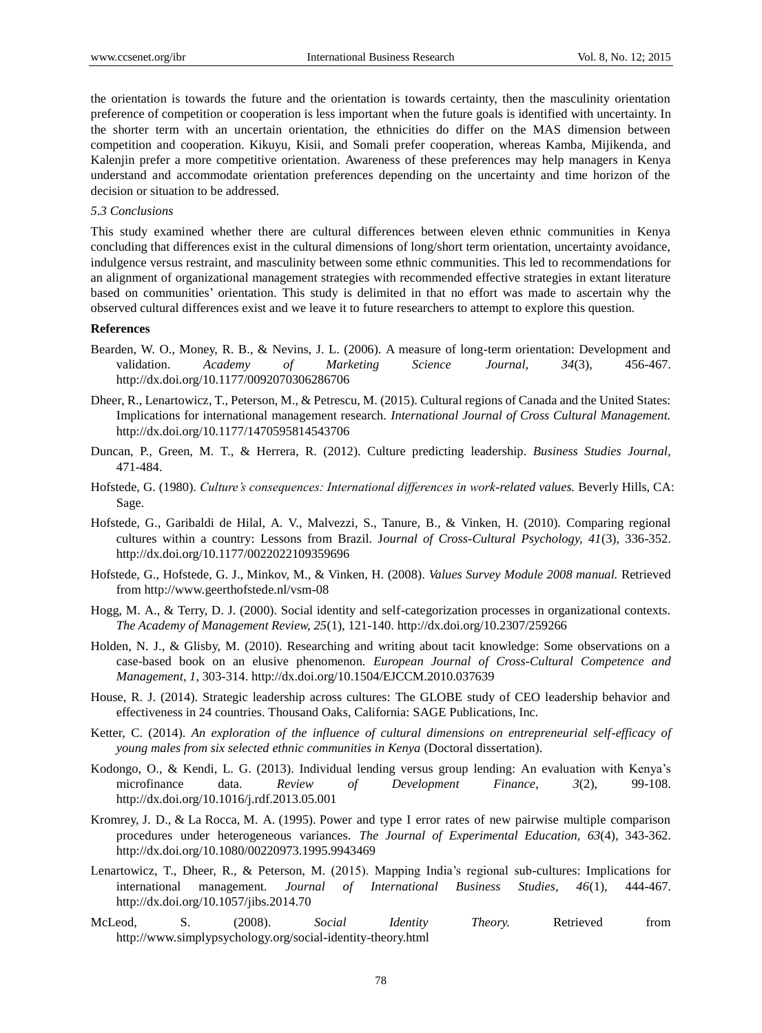the orientation is towards the future and the orientation is towards certainty, then the masculinity orientation preference of competition or cooperation is less important when the future goals is identified with uncertainty. In the shorter term with an uncertain orientation, the ethnicities do differ on the MAS dimension between competition and cooperation. Kikuyu, Kisii, and Somali prefer cooperation, whereas Kamba, Mijikenda, and Kalenjin prefer a more competitive orientation. Awareness of these preferences may help managers in Kenya understand and accommodate orientation preferences depending on the uncertainty and time horizon of the decision or situation to be addressed.

### *5.3 Conclusions*

This study examined whether there are cultural differences between eleven ethnic communities in Kenya concluding that differences exist in the cultural dimensions of long/short term orientation, uncertainty avoidance, indulgence versus restraint, and masculinity between some ethnic communities. This led to recommendations for an alignment of organizational management strategies with recommended effective strategies in extant literature based on communities' orientation. This study is delimited in that no effort was made to ascertain why the observed cultural differences exist and we leave it to future researchers to attempt to explore this question.

## References

Bearden, W. O., Money, R. B., & Nevins, J. L. (2006). A measure of long-term orientation: Development and validation. *Academy of Marketing Science Journal, 34*(3), 456-467. http://dx.doi.org/10.1177/0092070306286706

Dheer, R., Lenartowicz, T., Peterson, M., & Petrescu, M. (2015). Cultural regions of Canada and the United States: Implications for international management research. *International Journal of Cross Cultural Management.* http://dx.doi.org/10.1177/1470595814543706

Duncan, P., Green, M. T., & Herrera, R. (2012). Culture predicting leadership. *Business Studies Journal*, 471-484.

Hofstede, G. (1980). *Culture's consequences: International differences in work-related values.* Beverly Hills, CA: Sage.

Hofstede, G., Garibaldi de Hilal, A. V., Malvezzi, S., Tanure, B., & Vinken, H. (2010). Comparing regional cultures within a country: Lessons from Brazil. *Journal of Cross-Cultural Psychology, 41*(3), 336-352. http://dx.doi.org/10.1177/0022022109359696

Hofstede, G., Hofstede, G. J., Minkov, M., & Vinken, H. (2008). *Values Survey Module 2008 manual.* Retrieved from http://www.geerthofstede.nl/vsm-08

Hogg, M. A., & Terry, D. J. (2000). Social identity and self-categorization processes in organizational contexts. *The Academy of Management Review, 25*(1), 121-140. http://dx.doi.org/10.2307/259266

Holden, N. J., & Glisby, M. (2010). Researching and writing about tacit knowledge: Some observations on a case-based book on an elusive phenomenon. *European Journal of Cross-Cultural Competence and Management, 1*, 303-314. http://dx.doi.org/10.1504/EJCCM.2010.037639

House, R. J. (2014). Strategic leadership across cultures: The GLOBE study of CEO leadership behavior and effectiveness in 24 countries. Thousand Oaks, California: SAGE Publications, Inc.

Ketter, C. (2014). *An exploration of the influence of cultural dimensions on entrepreneurial self-efficacy of young males from six selected ethnic communities in Kenya* (Doctoral dissertation).

Kodongo, O., & Kendi, L. G. (2013). Individual lending versus group lending: An evaluation with Kenya's microfinance data. *Review of Development Finance, 3*(2), 99-108. http://dx.doi.org/10.1016/j.rdf.2013.05.001

Kromrey, J. D., & La Rocca, M. A. (1995). Power and type I error rates of new pairwise multiple comparison procedures under heterogeneous variances. *The Journal of Experimental Education, 63*(4), 343-362. http://dx.doi.org/10.1080/00220973.1995.9943469

Lenartowicz, T., Dheer, R., & Peterson, M. (2015). Mapping India's regional sub-cultures: Implications for international management. *Journal of International Business Studies, 46*(1), 444-467. http://dx.doi.org/10.1057/jibs.2014.70

McLeod, S. (2008). *Social Identity Theory.* Retrieved from http://www.simplypsychology.org/social-identity-theory.html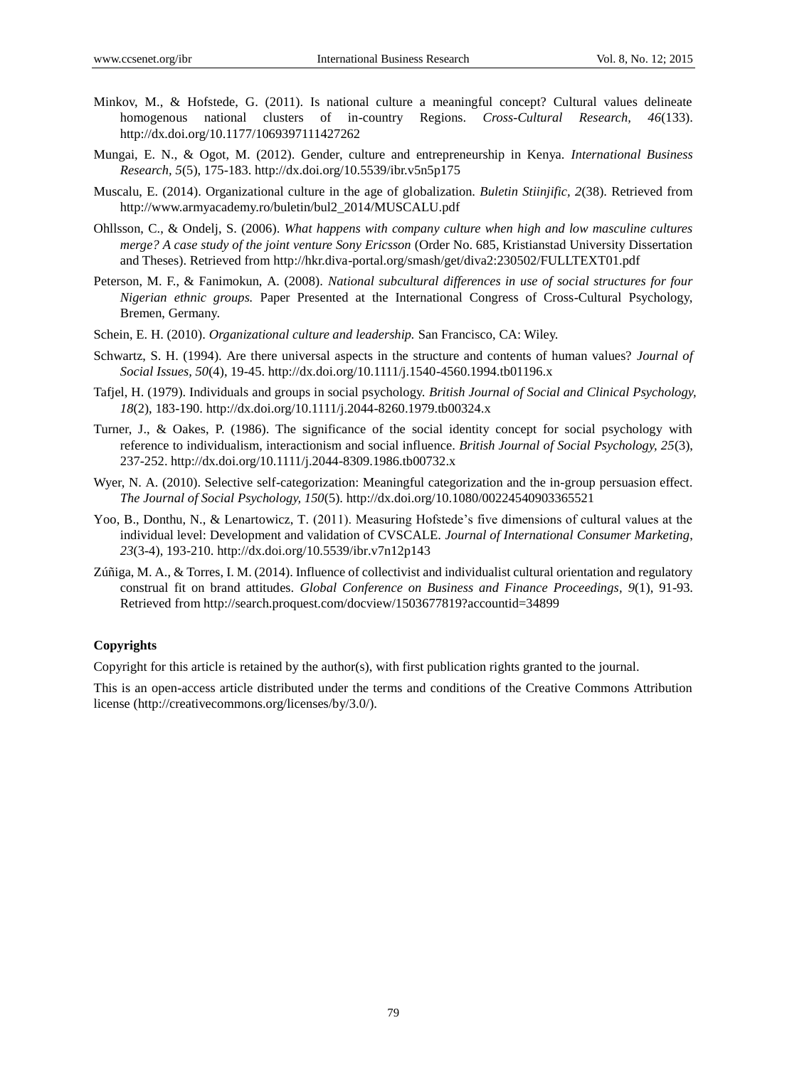Minkov, M., & Hofstede, G. (2011). Is national culture a meaningful concept? Cultural values delineate homogenous national clusters of in-country Regions. *Cross-Cultural Research, 46*(133). http://dx.doi.org/10.1177/1069397111427262

Mungai, E. N., & Ogot, M. (2012). Gender, culture and entrepreneurship in Kenya. *International Business Research, 5*(5), 175-183. http://dx.doi.org/10.5539/ibr.v5n5p175

Muscalu, E. (2014). Organizational culture in the age of globalization. *Buletin Stiinjific, 2*(38). Retrieved from http://www.armyacademy.ro/buletin/bul2_2014/MUSCALU.pdf

Ohllsson, C., & Ondelj, S. (2006). *What happens with company culture when high and low masculine cultures merge? A case study of the joint venture Sony Ericsson* (Order No. 685, Kristianstad University Dissertation and Theses). Retrieved from http://hkr.diva-portal.org/smash/get/diva2:230502/FULLTEXT01.pdf

Peterson, M. F., & Fanimokun, A. (2008). *National subcultural differences in use of social structures for four Nigerian ethnic groups.* Paper Presented at the International Congress of Cross-Cultural Psychology, Bremen, Germany.

Schein, E. H. (2010). *Organizational culture and leadership.* San Francisco, CA: Wiley.

Schwartz, S. H. (1994). Are there universal aspects in the structure and contents of human values? *Journal of Social Issues, 50*(4), 19-45. http://dx.doi.org/10.1111/j.1540-4560.1994.tb01196.x

Tafjel, H. (1979). Individuals and groups in social psychology. *British Journal of Social and Clinical Psychology, 18*(2), 183-190. http://dx.doi.org/10.1111/j.2044-8260.1979.tb00324.x

Turner, J., & Oakes, P. (1986). The significance of the social identity concept for social psychology with reference to individualism, interactionism and social influence. *British Journal of Social Psychology, 25*(3), 237-252. http://dx.doi.org/10.1111/j.2044-8309.1986.tb00732.x

Wyer, N. A. (2010). Selective self-categorization: Meaningful categorization and the in-group persuasion effect. *The Journal of Social Psychology, 150*(5). http://dx.doi.org/10.1080/00224540903365521

Yoo, B., Donthu, N., & Lenartowicz, T. (2011). Measuring Hofstede's five dimensions of cultural values at the individual level: Development and validation of CVSCALE. *Journal of International Consumer Marketing, 23*(3-4), 193-210. http://dx.doi.org/10.5539/ibr.v7n12p143

Zúñiga, M. A., & Torres, I. M. (2014). Influence of collectivist and individualist cultural orientation and regulatory construal fit on brand attitudes. *Global Conference on Business and Finance Proceedings, 9*(1), 91-93. Retrieved from http://search.proquest.com/docview/1503677819?accountid=34899

**Copyrights**

Copyright for this article is retained by the author(s), with first publication rights granted to the journal.

This is an open-access article distributed under the terms and conditions of the Creative Commons Attribution license (http://creativecommons.org/licenses/by/3.0/).